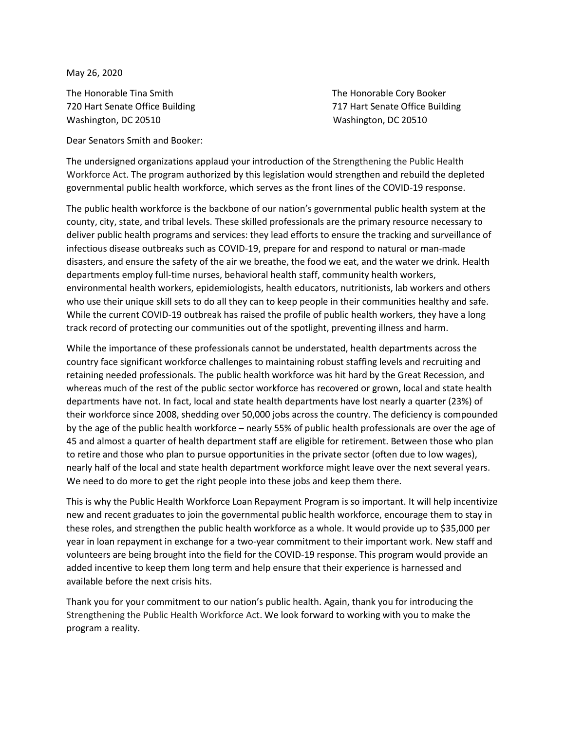May 26, 2020

The Honorable Tina Smith
720 Hart Senate Office Building
Washington, DC 20510

The Honorable Cory Booker
717 Hart Senate Office Building
Washington, DC 20510

Dear Senators Smith and Booker:

The undersigned organizations applaud your introduction of the Strengthening the Public Health Workforce Act. The program authorized by this legislation would strengthen and rebuild the depleted governmental public health workforce, which serves as the front lines of the COVID-19 response.

The public health workforce is the backbone of our nation's governmental public health system at the county, city, state, and tribal levels. These skilled professionals are the primary resource necessary to deliver public health programs and services: they lead efforts to ensure the tracking and surveillance of infectious disease outbreaks such as COVID-19, prepare for and respond to natural or man-made disasters, and ensure the safety of the air we breathe, the food we eat, and the water we drink. Health departments employ full-time nurses, behavioral health staff, community health workers, environmental health workers, epidemiologists, health educators, nutritionists, lab workers and others who use their unique skill sets to do all they can to keep people in their communities healthy and safe. While the current COVID-19 outbreak has raised the profile of public health workers, they have a long track record of protecting our communities out of the spotlight, preventing illness and harm.

While the importance of these professionals cannot be understated, health departments across the country face significant workforce challenges to maintaining robust staffing levels and recruiting and retaining needed professionals. The public health workforce was hit hard by the Great Recession, and whereas much of the rest of the public sector workforce has recovered or grown, local and state health departments have not. In fact, local and state health departments have lost nearly a quarter (23%) of their workforce since 2008, shedding over 50,000 jobs across the country. The deficiency is compounded by the age of the public health workforce – nearly 55% of public health professionals are over the age of 45 and almost a quarter of health department staff are eligible for retirement. Between those who plan to retire and those who plan to pursue opportunities in the private sector (often due to low wages), nearly half of the local and state health department workforce might leave over the next several years. We need to do more to get the right people into these jobs and keep them there.

This is why the Public Health Workforce Loan Repayment Program is so important. It will help incentivize new and recent graduates to join the governmental public health workforce, encourage them to stay in these roles, and strengthen the public health workforce as a whole. It would provide up to $35,000 per year in loan repayment in exchange for a two-year commitment to their important work. New staff and volunteers are being brought into the field for the COVID-19 response. This program would provide an added incentive to keep them long term and help ensure that their experience is harnessed and available before the next crisis hits.

Thank you for your commitment to our nation's public health. Again, thank you for introducing the Strengthening the Public Health Workforce Act. We look forward to working with you to make the program a reality.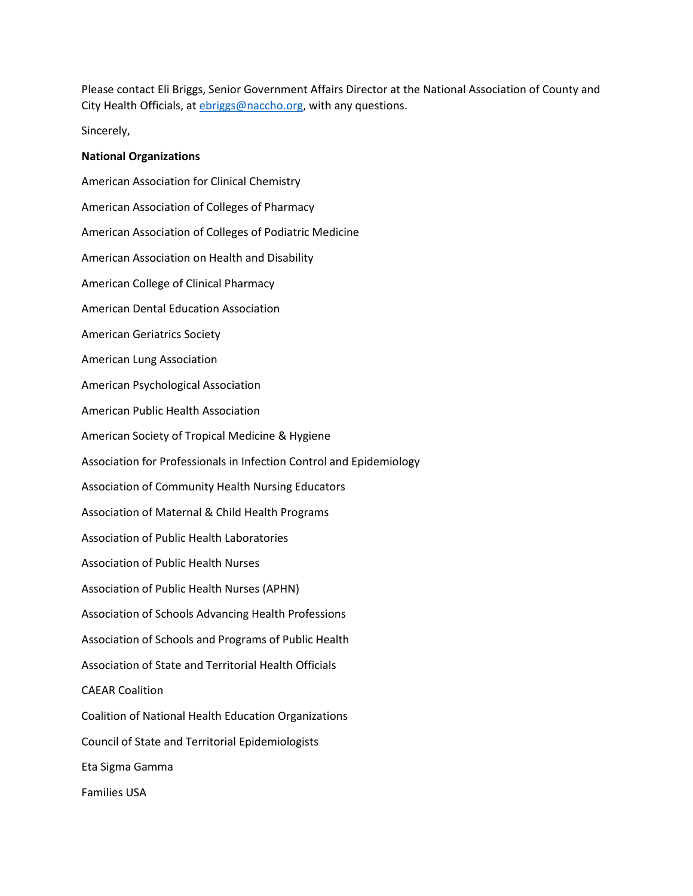Please contact Eli Briggs, Senior Government Affairs Director at the National Association of County and City Health Officials, at ebriggs@naccho.org, with any questions.

Sincerely,

**National Organizations**

American Association for Clinical Chemistry

American Association of Colleges of Pharmacy

American Association of Colleges of Podiatric Medicine

American Association on Health and Disability

American College of Clinical Pharmacy

American Dental Education Association

American Geriatrics Society

American Lung Association

American Psychological Association

American Public Health Association

American Society of Tropical Medicine & Hygiene

Association for Professionals in Infection Control and Epidemiology

Association of Community Health Nursing Educators

Association of Maternal & Child Health Programs

Association of Public Health Laboratories

Association of Public Health Nurses

Association of Public Health Nurses (APHN)

Association of Schools Advancing Health Professions

Association of Schools and Programs of Public Health

Association of State and Territorial Health Officials

CAEAR Coalition

Coalition of National Health Education Organizations

Council of State and Territorial Epidemiologists

Eta Sigma Gamma

Families USA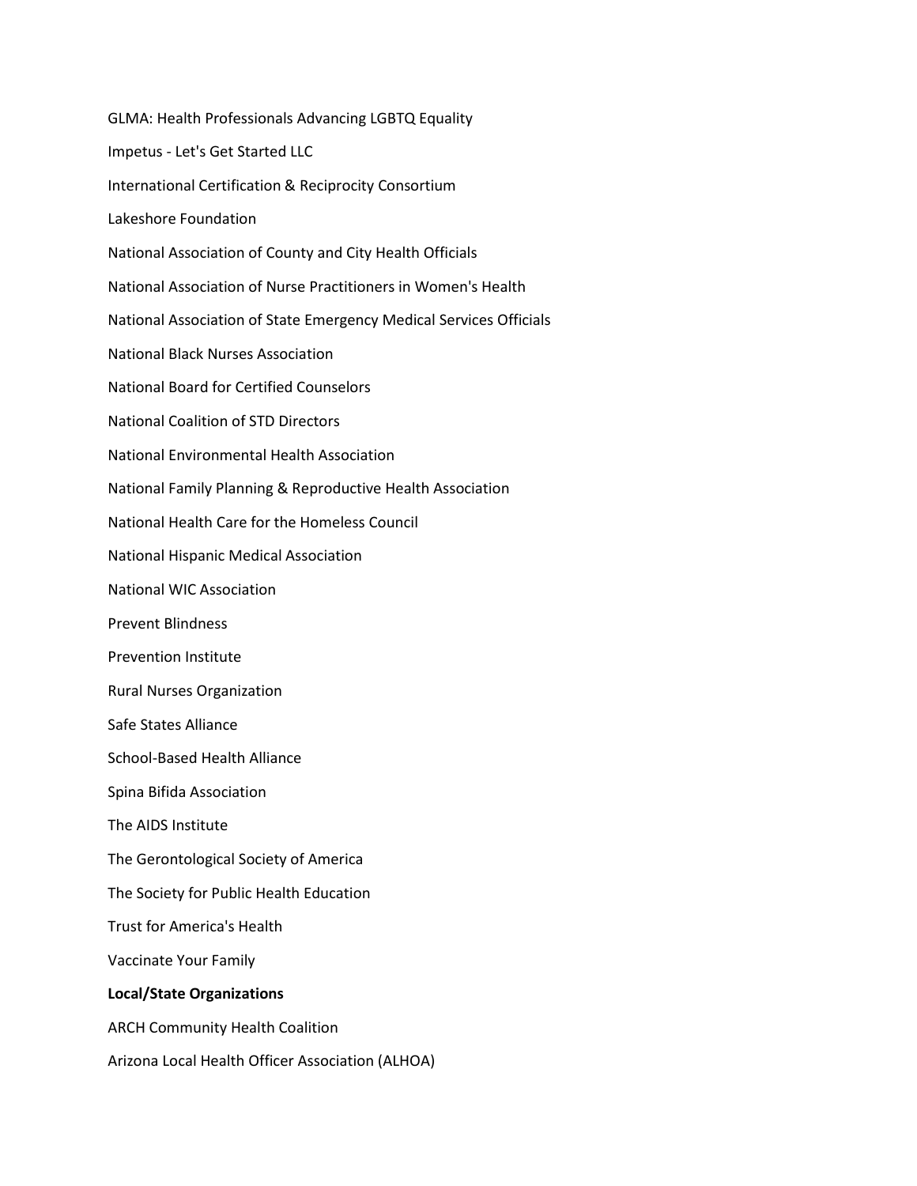GLMA: Health Professionals Advancing LGBTQ Equality

Impetus - Let's Get Started LLC

International Certification & Reciprocity Consortium

Lakeshore Foundation

National Association of County and City Health Officials

National Association of Nurse Practitioners in Women's Health

National Association of State Emergency Medical Services Officials

National Black Nurses Association

National Board for Certified Counselors

National Coalition of STD Directors

National Environmental Health Association

National Family Planning & Reproductive Health Association

National Health Care for the Homeless Council

National Hispanic Medical Association

National WIC Association

Prevent Blindness

Prevention Institute

Rural Nurses Organization

Safe States Alliance

School-Based Health Alliance

Spina Bifida Association

The AIDS Institute

The Gerontological Society of America

The Society for Public Health Education

Trust for America's Health

Vaccinate Your Family

**Local/State Organizations**

ARCH Community Health Coalition

Arizona Local Health Officer Association (ALHOA)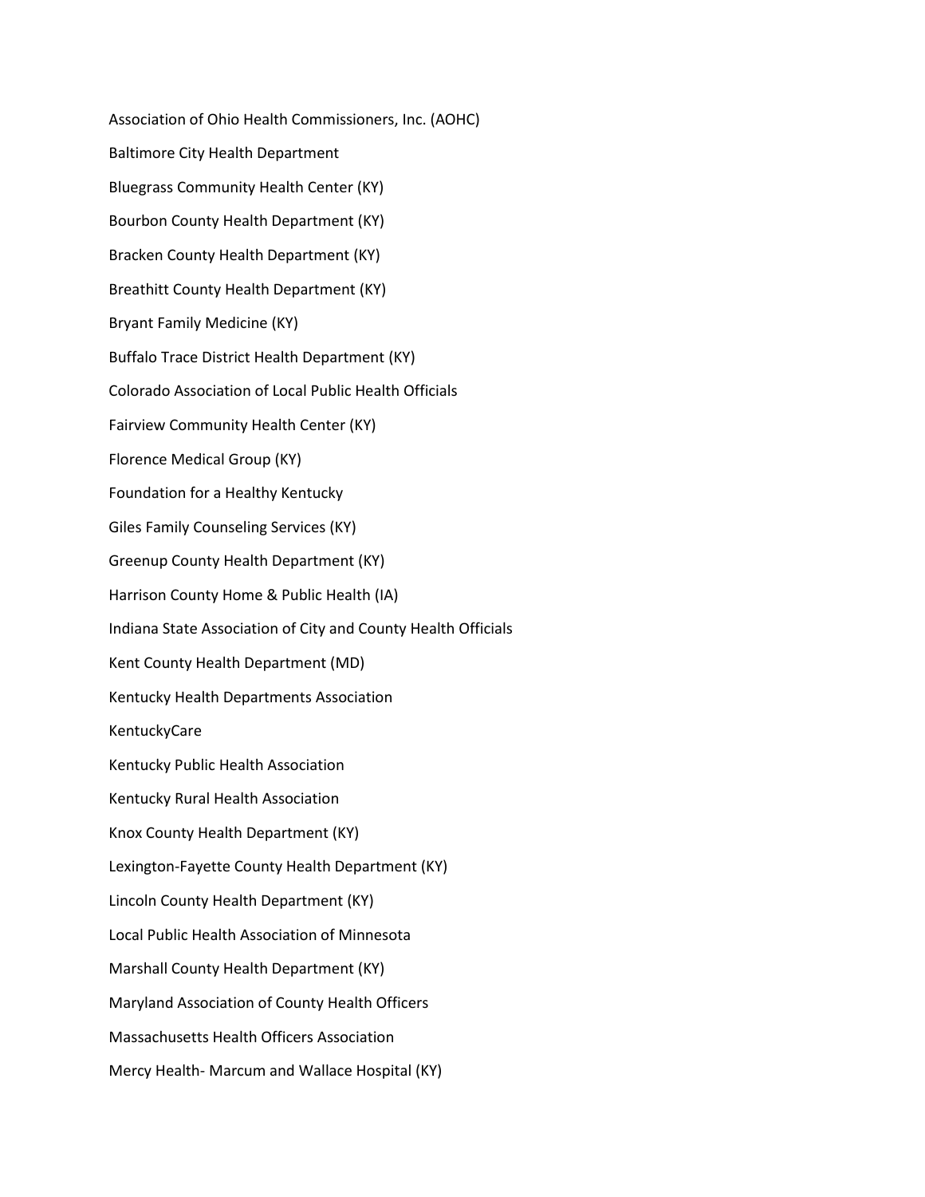Association of Ohio Health Commissioners, Inc. (AOHC)

Baltimore City Health Department

Bluegrass Community Health Center (KY)

Bourbon County Health Department (KY)

Bracken County Health Department (KY)

Breathitt County Health Department (KY)

Bryant Family Medicine (KY)

Buffalo Trace District Health Department (KY)

Colorado Association of Local Public Health Officials

Fairview Community Health Center (KY)

Florence Medical Group (KY)

Foundation for a Healthy Kentucky

Giles Family Counseling Services (KY)

Greenup County Health Department (KY)

Harrison County Home & Public Health (IA)

Indiana State Association of City and County Health Officials

Kent County Health Department (MD)

Kentucky Health Departments Association

KentuckyCare

Kentucky Public Health Association

Kentucky Rural Health Association

Knox County Health Department (KY)

Lexington-Fayette County Health Department (KY)

Lincoln County Health Department (KY)

Local Public Health Association of Minnesota

Marshall County Health Department (KY)

Maryland Association of County Health Officers

Massachusetts Health Officers Association

Mercy Health- Marcum and Wallace Hospital (KY)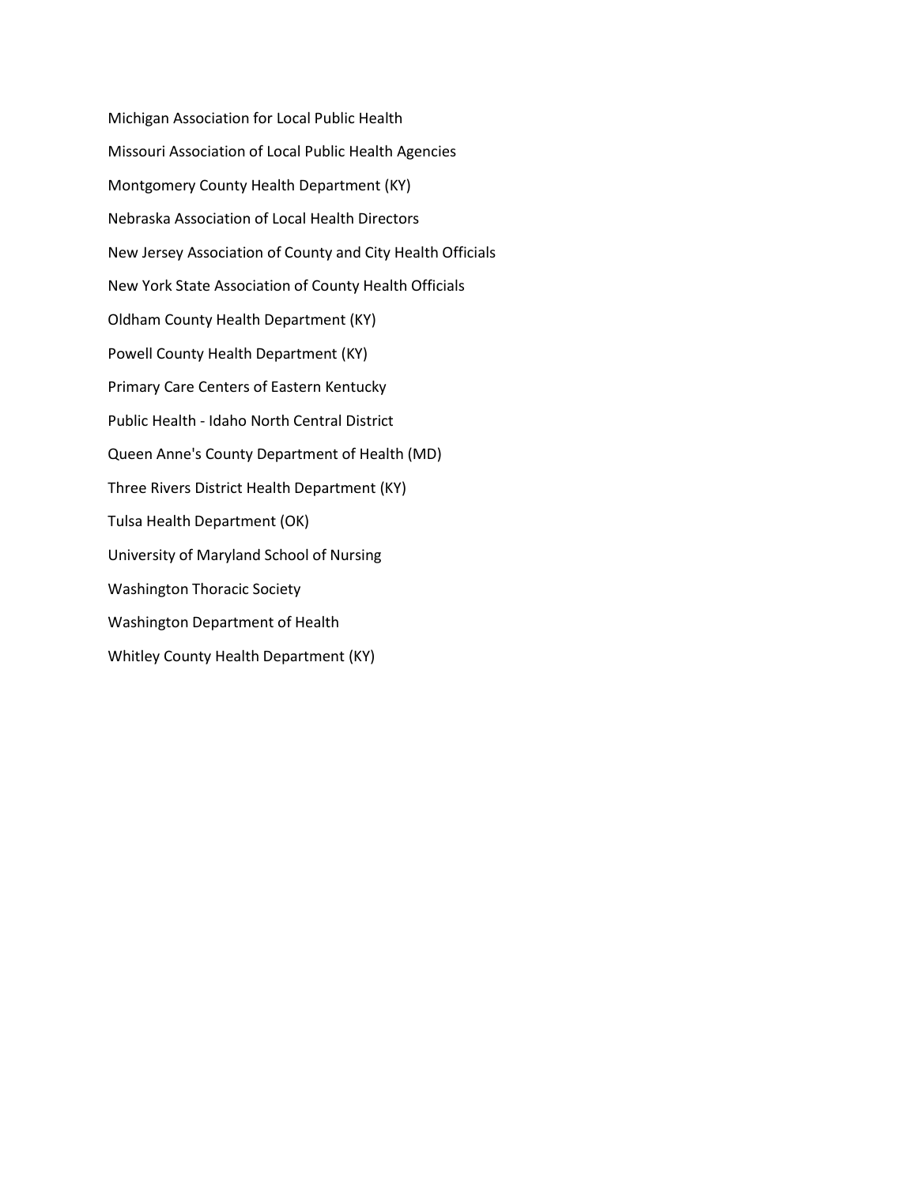Michigan Association for Local Public Health

Missouri Association of Local Public Health Agencies

Montgomery County Health Department (KY)

Nebraska Association of Local Health Directors

New Jersey Association of County and City Health Officials

New York State Association of County Health Officials

Oldham County Health Department (KY)

Powell County Health Department (KY)

Primary Care Centers of Eastern Kentucky

Public Health - Idaho North Central District

Queen Anne's County Department of Health (MD)

Three Rivers District Health Department (KY)

Tulsa Health Department (OK)

University of Maryland School of Nursing

Washington Thoracic Society

Washington Department of Health

Whitley County Health Department (KY)